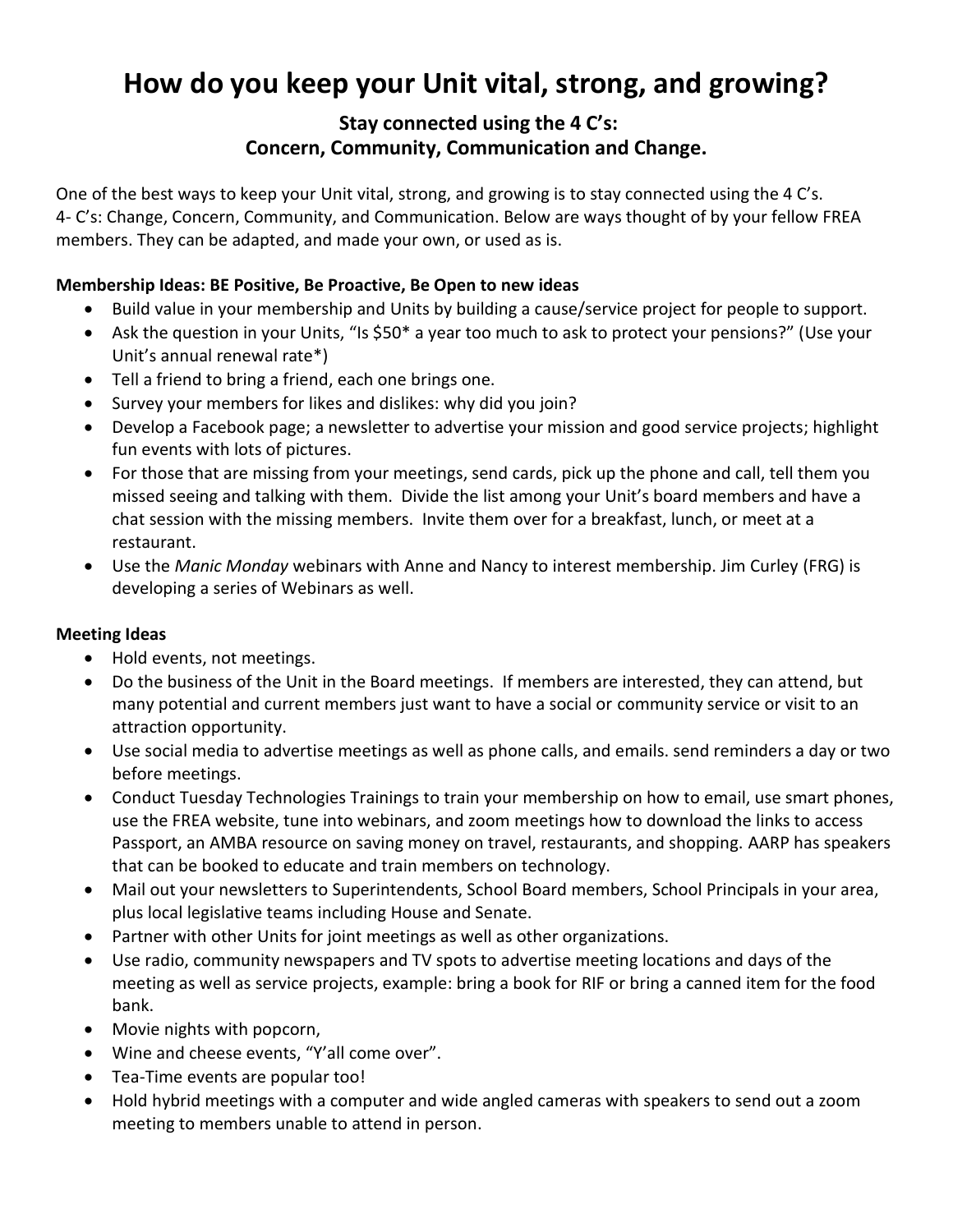# How do you keep your Unit vital, strong, and growing?

## Stay connected using the 4 C's: Concern, Community, Communication and Change.

One of the best ways to keep your Unit vital, strong, and growing is to stay connected using the 4 C's. 4- C's: Change, Concern, Community, and Communication. Below are ways thought of by your fellow FREA members. They can be adapted, and made your own, or used as is.

**Membership Ideas: BE Positive, Be Proactive, Be Open to new ideas**

- Build value in your membership and Units by building a cause/service project for people to support.
- Ask the question in your Units, "Is $50* a year too much to ask to protect your pensions?" (Use your Unit's annual renewal rate*)
- Tell a friend to bring a friend, each one brings one.
- Survey your members for likes and dislikes: why did you join?
- Develop a Facebook page; a newsletter to advertise your mission and good service projects; highlight fun events with lots of pictures.
- For those that are missing from your meetings, send cards, pick up the phone and call, tell them you missed seeing and talking with them. Divide the list among your Unit's board members and have a chat session with the missing members. Invite them over for a breakfast, lunch, or meet at a restaurant.
- Use the *Manic Monday* webinars with Anne and Nancy to interest membership. Jim Curley (FRG) is developing a series of Webinars as well.

**Meeting Ideas**

- Hold events, not meetings.
- Do the business of the Unit in the Board meetings. If members are interested, they can attend, but many potential and current members just want to have a social or community service or visit to an attraction opportunity.
- Use social media to advertise meetings as well as phone calls, and emails. send reminders a day or two before meetings.
- Conduct Tuesday Technologies Trainings to train your membership on how to email, use smart phones, use the FREA website, tune into webinars, and zoom meetings how to download the links to access Passport, an AMBA resource on saving money on travel, restaurants, and shopping. AARP has speakers that can be booked to educate and train members on technology.
- Mail out your newsletters to Superintendents, School Board members, School Principals in your area, plus local legislative teams including House and Senate.
- Partner with other Units for joint meetings as well as other organizations.
- Use radio, community newspapers and TV spots to advertise meeting locations and days of the meeting as well as service projects, example: bring a book for RIF or bring a canned item for the food bank.
- Movie nights with popcorn,
- Wine and cheese events, "Y'all come over".
- Tea-Time events are popular too!
- Hold hybrid meetings with a computer and wide angled cameras with speakers to send out a zoom meeting to members unable to attend in person.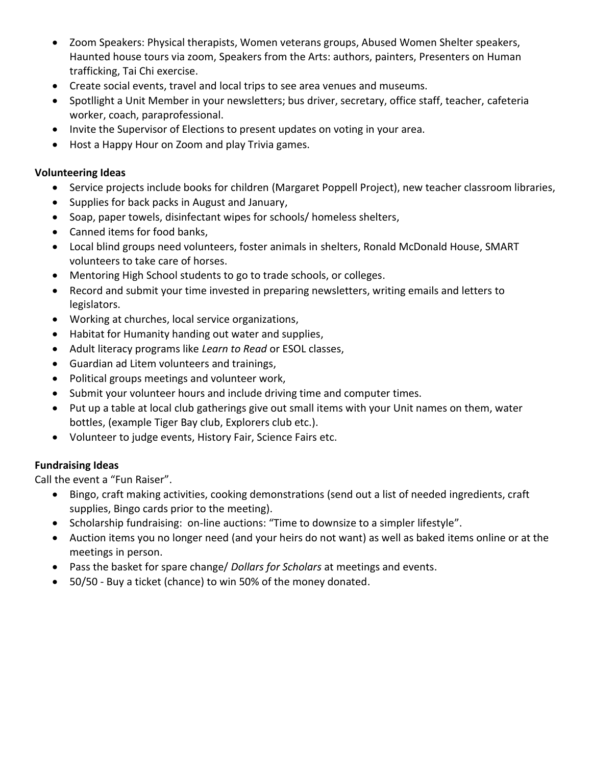- Zoom Speakers: Physical therapists, Women veterans groups, Abused Women Shelter speakers, Haunted house tours via zoom, Speakers from the Arts: authors, painters, Presenters on Human trafficking, Tai Chi exercise.
- Create social events, travel and local trips to see area venues and museums.
- Spotllight a Unit Member in your newsletters; bus driver, secretary, office staff, teacher, cafeteria worker, coach, paraprofessional.
- Invite the Supervisor of Elections to present updates on voting in your area.
- Host a Happy Hour on Zoom and play Trivia games.

**Volunteering Ideas**

- Service projects include books for children (Margaret Poppell Project), new teacher classroom libraries,
- Supplies for back packs in August and January,
- Soap, paper towels, disinfectant wipes for schools/ homeless shelters,
- Canned items for food banks,
- Local blind groups need volunteers, foster animals in shelters, Ronald McDonald House, SMART volunteers to take care of horses.
- Mentoring High School students to go to trade schools, or colleges.
- Record and submit your time invested in preparing newsletters, writing emails and letters to legislators.
- Working at churches, local service organizations,
- Habitat for Humanity handing out water and supplies,
- Adult literacy programs like *Learn to Read* or ESOL classes,
- Guardian ad Litem volunteers and trainings,
- Political groups meetings and volunteer work,
- Submit your volunteer hours and include driving time and computer times.
- Put up a table at local club gatherings give out small items with your Unit names on them, water bottles, (example Tiger Bay club, Explorers club etc.).
- Volunteer to judge events, History Fair, Science Fairs etc.

**Fundraising Ideas**

Call the event a "Fun Raiser".

- Bingo, craft making activities, cooking demonstrations (send out a list of needed ingredients, craft supplies, Bingo cards prior to the meeting).
- Scholarship fundraising: on-line auctions: "Time to downsize to a simpler lifestyle".
- Auction items you no longer need (and your heirs do not want) as well as baked items online or at the meetings in person.
- Pass the basket for spare change/ *Dollars for Scholars* at meetings and events.
- 50/50 - Buy a ticket (chance) to win 50% of the money donated.